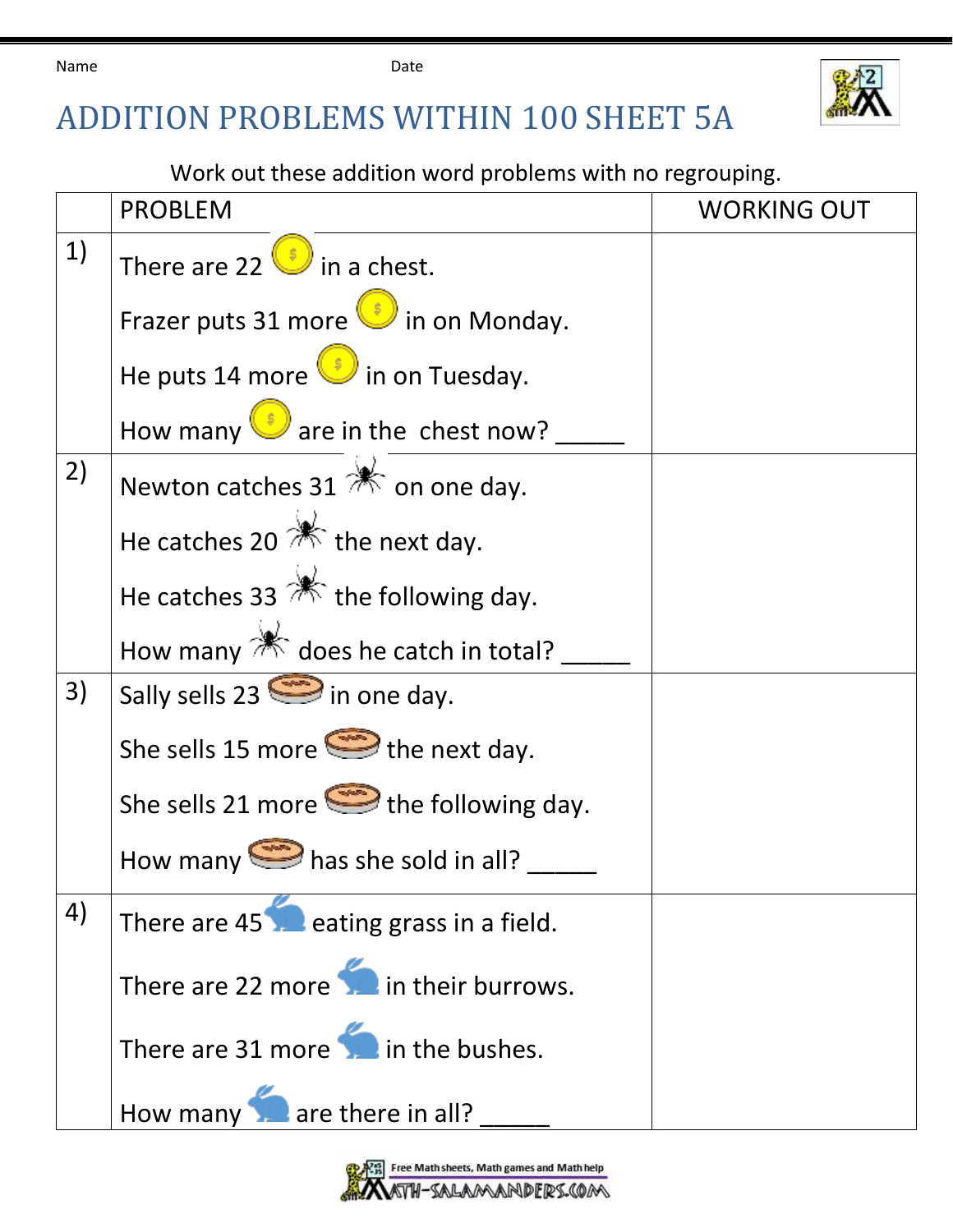Name Date

# ADDITION PROBLEMS WITHIN 100 SHEET 5A

Work out these addition word problems with no regrouping.

| | PROBLEM | WORKING OUT |
|---|---|---|
| 1) | There are 22 in a chest.<br>Frazer puts 31 more in on Monday.<br>He puts 14 more in on Tuesday.<br>How many are in the chest now? _____ | |
| 2) | Newton catches 31 on one day.<br>He catches 20 the next day.<br>He catches 33 the following day.<br>How many does he catch in total? _____ | |
| 3) | Sally sells 23 in one day.<br>She sells 15 more the next day.<br>She sells 21 more the following day.<br>How many has she sold in all? _____ | |
| 4) | There are 45 eating grass in a field.<br>There are 22 more in their burrows.<br>There are 31 more in the bushes.<br>How many are there in all? _____ | |

Free Math sheets, Math games and Math help
MATH-SALAMANDERS.COM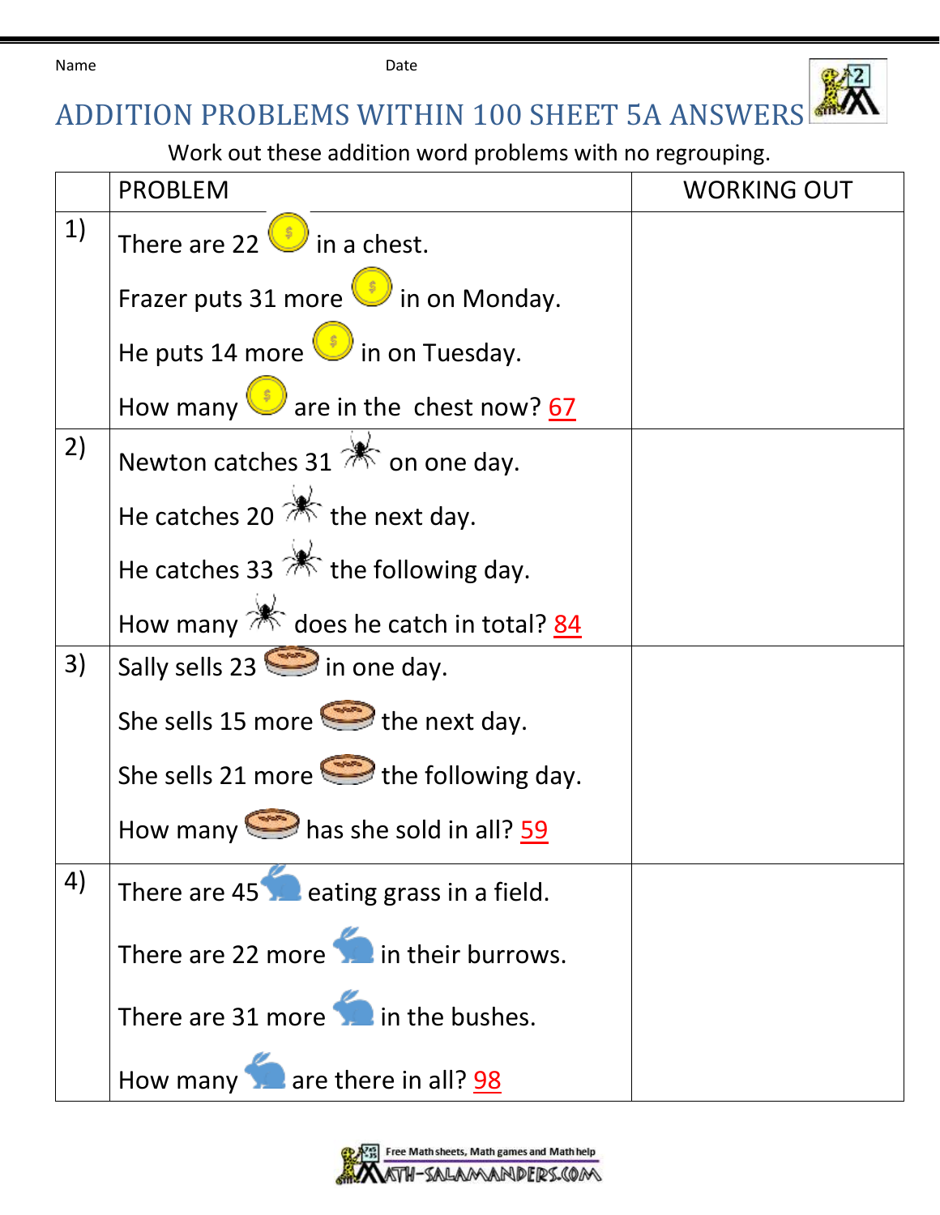Name Date

# ADDITION PROBLEMS WITHIN 100 SHEET 5A ANSWERS

Work out these addition word problems with no regrouping.

| | PROBLEM | WORKING OUT |
|---|---|---|
| 1) | There are 22 in a chest.<br><br>Frazer puts 31 more in on Monday.<br><br>He puts 14 more in on Tuesday.<br><br>How many are in the chest now? 67 | |
| 2) | Newton catches 31 on one day.<br><br>He catches 20 the next day.<br><br>He catches 33 the following day.<br><br>How many does he catch in total? 84 | |
| 3) | Sally sells 23 in one day.<br><br>She sells 15 more the next day.<br><br>She sells 21 more the following day.<br><br>How many has she sold in all? 59 | |
| 4) | There are 45 eating grass in a field.<br><br>There are 22 more in their burrows.<br><br>There are 31 more in the bushes.<br><br>How many are there in all? 98 | |

Free Math sheets, Math games and Math help
MATH-SALAMANDERS.COM